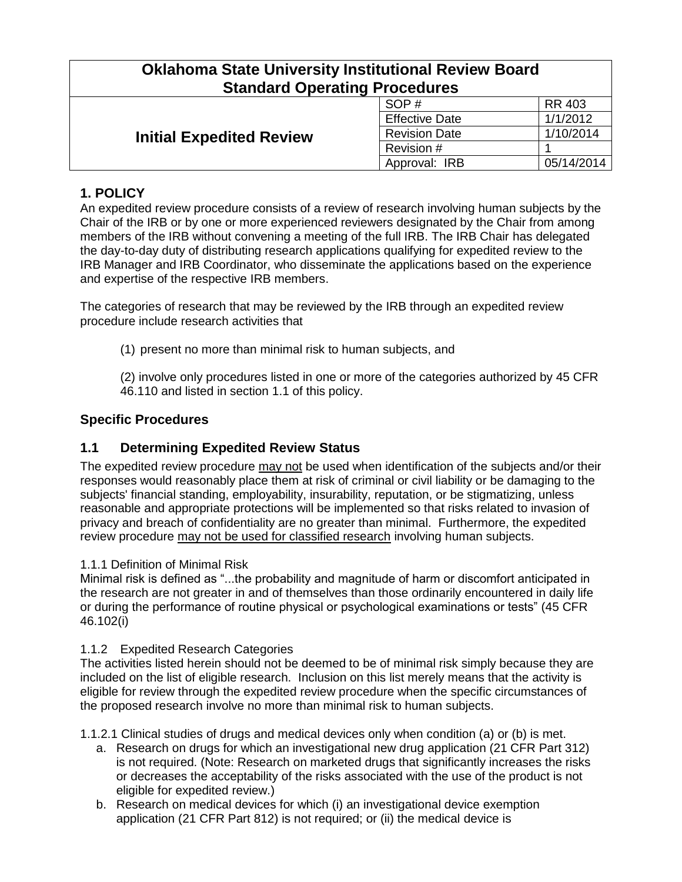| Oklahoma State University Institutional Review Board Standard Operating Procedures | | |
|---|---|---|
| **Initial Expedited Review** | SOP # | RR 403 |
| | Effective Date | 1/1/2012 |
| | Revision Date | 1/10/2014 |
| | Revision # | 1 |
| | Approval: IRB | 05/14/2014 |

## 1. POLICY

An expedited review procedure consists of a review of research involving human subjects by the Chair of the IRB or by one or more experienced reviewers designated by the Chair from among members of the IRB without convening a meeting of the full IRB. The IRB Chair has delegated the day-to-day duty of distributing research applications qualifying for expedited review to the IRB Manager and IRB Coordinator, who disseminate the applications based on the experience and expertise of the respective IRB members.

The categories of research that may be reviewed by the IRB through an expedited review procedure include research activities that

(1) present no more than minimal risk to human subjects, and

(2) involve only procedures listed in one or more of the categories authorized by 45 CFR 46.110 and listed in section 1.1 of this policy.

## Specific Procedures

## 1.1 Determining Expedited Review Status

The expedited review procedure may not be used when identification of the subjects and/or their responses would reasonably place them at risk of criminal or civil liability or be damaging to the subjects' financial standing, employability, insurability, reputation, or be stigmatizing, unless reasonable and appropriate protections will be implemented so that risks related to invasion of privacy and breach of confidentiality are no greater than minimal. Furthermore, the expedited review procedure may not be used for classified research involving human subjects.

1.1.1 Definition of Minimal Risk

Minimal risk is defined as "...the probability and magnitude of harm or discomfort anticipated in the research are not greater in and of themselves than those ordinarily encountered in daily life or during the performance of routine physical or psychological examinations or tests" (45 CFR 46.102(i)

1.1.2 Expedited Research Categories

The activities listed herein should not be deemed to be of minimal risk simply because they are included on the list of eligible research. Inclusion on this list merely means that the activity is eligible for review through the expedited review procedure when the specific circumstances of the proposed research involve no more than minimal risk to human subjects.

1.1.2.1 Clinical studies of drugs and medical devices only when condition (a) or (b) is met.

a. Research on drugs for which an investigational new drug application (21 CFR Part 312) is not required. (Note: Research on marketed drugs that significantly increases the risks or decreases the acceptability of the risks associated with the use of the product is not eligible for expedited review.)
b. Research on medical devices for which (i) an investigational device exemption application (21 CFR Part 812) is not required; or (ii) the medical device is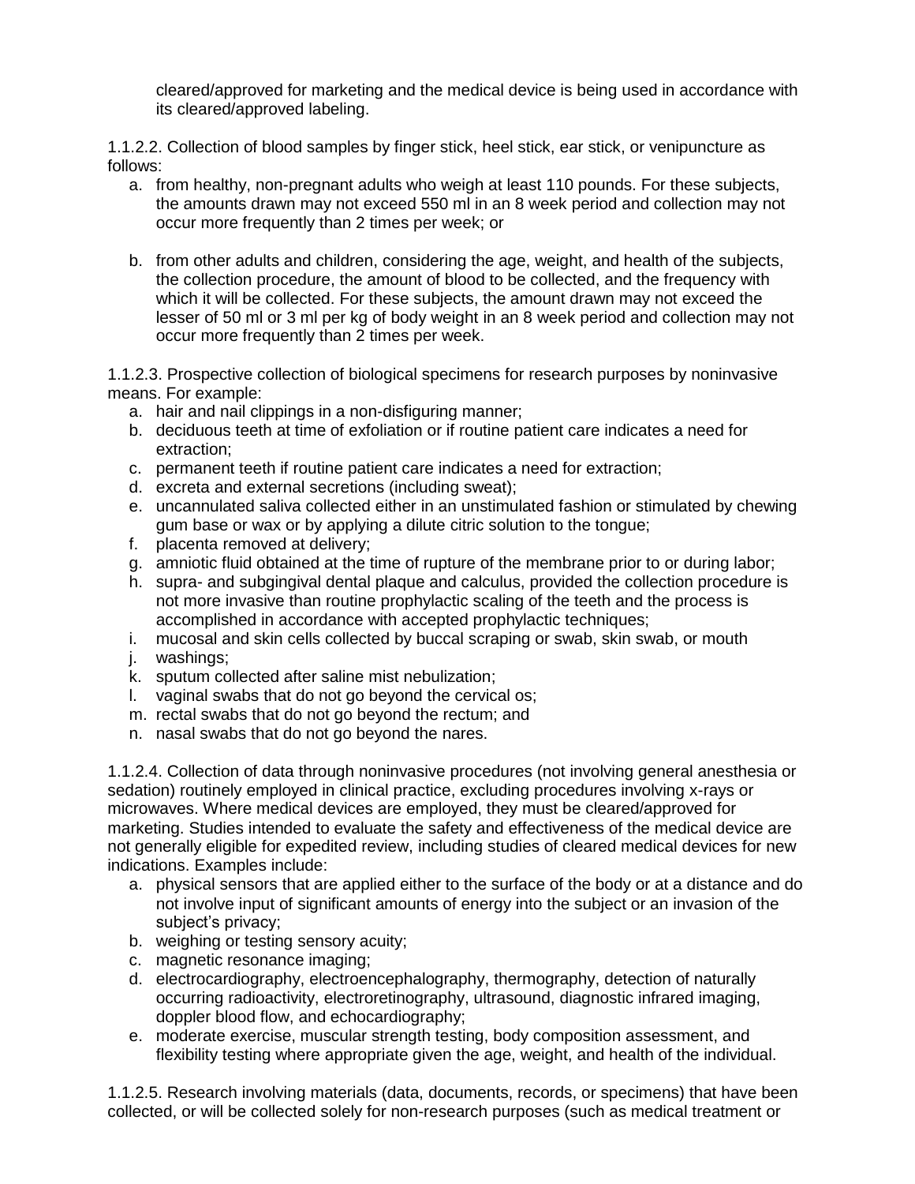cleared/approved for marketing and the medical device is being used in accordance with its cleared/approved labeling.

1.1.2.2. Collection of blood samples by finger stick, heel stick, ear stick, or venipuncture as follows:

a. from healthy, non-pregnant adults who weigh at least 110 pounds. For these subjects, the amounts drawn may not exceed 550 ml in an 8 week period and collection may not occur more frequently than 2 times per week; or

b. from other adults and children, considering the age, weight, and health of the subjects, the collection procedure, the amount of blood to be collected, and the frequency with which it will be collected. For these subjects, the amount drawn may not exceed the lesser of 50 ml or 3 ml per kg of body weight in an 8 week period and collection may not occur more frequently than 2 times per week.

1.1.2.3. Prospective collection of biological specimens for research purposes by noninvasive means. For example:

a. hair and nail clippings in a non-disfiguring manner;
b. deciduous teeth at time of exfoliation or if routine patient care indicates a need for extraction;
c. permanent teeth if routine patient care indicates a need for extraction;
d. excreta and external secretions (including sweat);
e. uncannulated saliva collected either in an unstimulated fashion or stimulated by chewing gum base or wax or by applying a dilute citric solution to the tongue;
f. placenta removed at delivery;
g. amniotic fluid obtained at the time of rupture of the membrane prior to or during labor;
h. supra- and subgingival dental plaque and calculus, provided the collection procedure is not more invasive than routine prophylactic scaling of the teeth and the process is accomplished in accordance with accepted prophylactic techniques;
i. mucosal and skin cells collected by buccal scraping or swab, skin swab, or mouth
j. washings;
k. sputum collected after saline mist nebulization;
l. vaginal swabs that do not go beyond the cervical os;
m. rectal swabs that do not go beyond the rectum; and
n. nasal swabs that do not go beyond the nares.

1.1.2.4. Collection of data through noninvasive procedures (not involving general anesthesia or sedation) routinely employed in clinical practice, excluding procedures involving x-rays or microwaves. Where medical devices are employed, they must be cleared/approved for marketing. Studies intended to evaluate the safety and effectiveness of the medical device are not generally eligible for expedited review, including studies of cleared medical devices for new indications. Examples include:

a. physical sensors that are applied either to the surface of the body or at a distance and do not involve input of significant amounts of energy into the subject or an invasion of the subject's privacy;
b. weighing or testing sensory acuity;
c. magnetic resonance imaging;
d. electrocardiography, electroencephalography, thermography, detection of naturally occurring radioactivity, electroretinography, ultrasound, diagnostic infrared imaging, doppler blood flow, and echocardiography;
e. moderate exercise, muscular strength testing, body composition assessment, and flexibility testing where appropriate given the age, weight, and health of the individual.

1.1.2.5. Research involving materials (data, documents, records, or specimens) that have been collected, or will be collected solely for non-research purposes (such as medical treatment or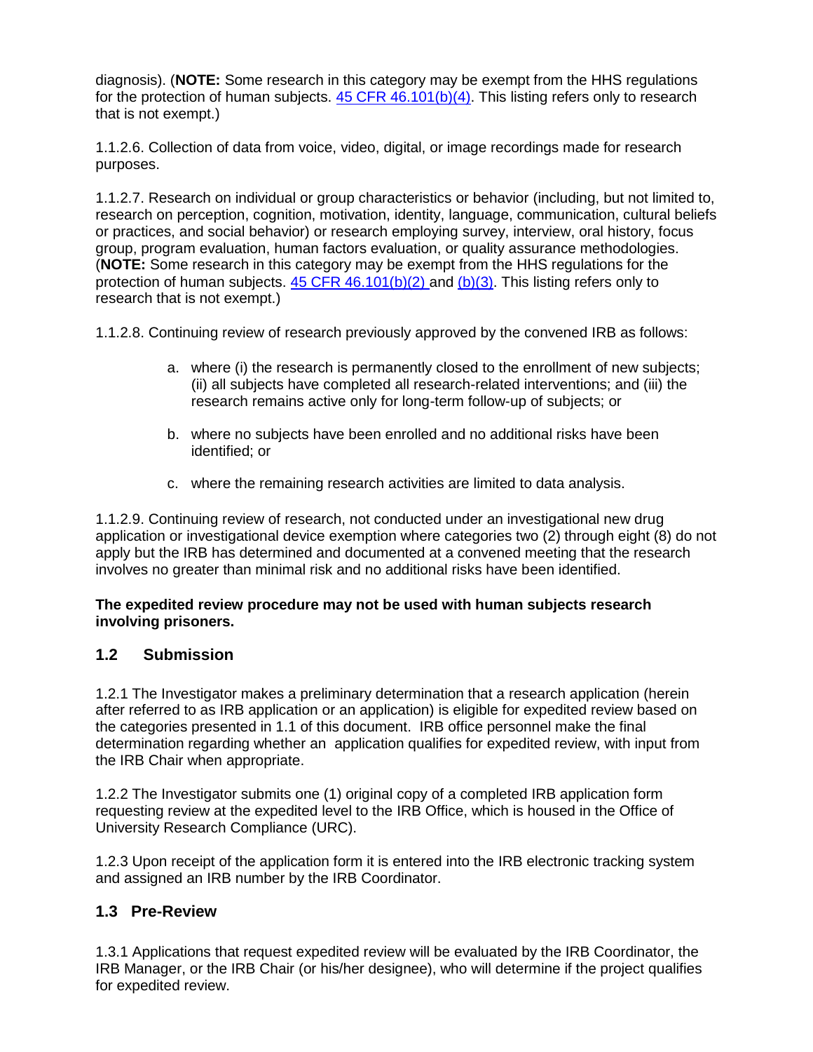diagnosis). (**NOTE:** Some research in this category may be exempt from the HHS regulations for the protection of human subjects. 45 CFR 46.101(b)(4). This listing refers only to research that is not exempt.)

1.1.2.6. Collection of data from voice, video, digital, or image recordings made for research purposes.

1.1.2.7. Research on individual or group characteristics or behavior (including, but not limited to, research on perception, cognition, motivation, identity, language, communication, cultural beliefs or practices, and social behavior) or research employing survey, interview, oral history, focus group, program evaluation, human factors evaluation, or quality assurance methodologies. (**NOTE:** Some research in this category may be exempt from the HHS regulations for the protection of human subjects. 45 CFR 46.101(b)(2) and (b)(3). This listing refers only to research that is not exempt.)

1.1.2.8. Continuing review of research previously approved by the convened IRB as follows:

a. where (i) the research is permanently closed to the enrollment of new subjects; (ii) all subjects have completed all research-related interventions; and (iii) the research remains active only for long-term follow-up of subjects; or

b. where no subjects have been enrolled and no additional risks have been identified; or

c. where the remaining research activities are limited to data analysis.

1.1.2.9. Continuing review of research, not conducted under an investigational new drug application or investigational device exemption where categories two (2) through eight (8) do not apply but the IRB has determined and documented at a convened meeting that the research involves no greater than minimal risk and no additional risks have been identified.

**The expedited review procedure may not be used with human subjects research involving prisoners.**

## 1.2 Submission

1.2.1 The Investigator makes a preliminary determination that a research application (herein after referred to as IRB application or an application) is eligible for expedited review based on the categories presented in 1.1 of this document. IRB office personnel make the final determination regarding whether an application qualifies for expedited review, with input from the IRB Chair when appropriate.

1.2.2 The Investigator submits one (1) original copy of a completed IRB application form requesting review at the expedited level to the IRB Office, which is housed in the Office of University Research Compliance (URC).

1.2.3 Upon receipt of the application form it is entered into the IRB electronic tracking system and assigned an IRB number by the IRB Coordinator.

## 1.3 Pre-Review

1.3.1 Applications that request expedited review will be evaluated by the IRB Coordinator, the IRB Manager, or the IRB Chair (or his/her designee), who will determine if the project qualifies for expedited review.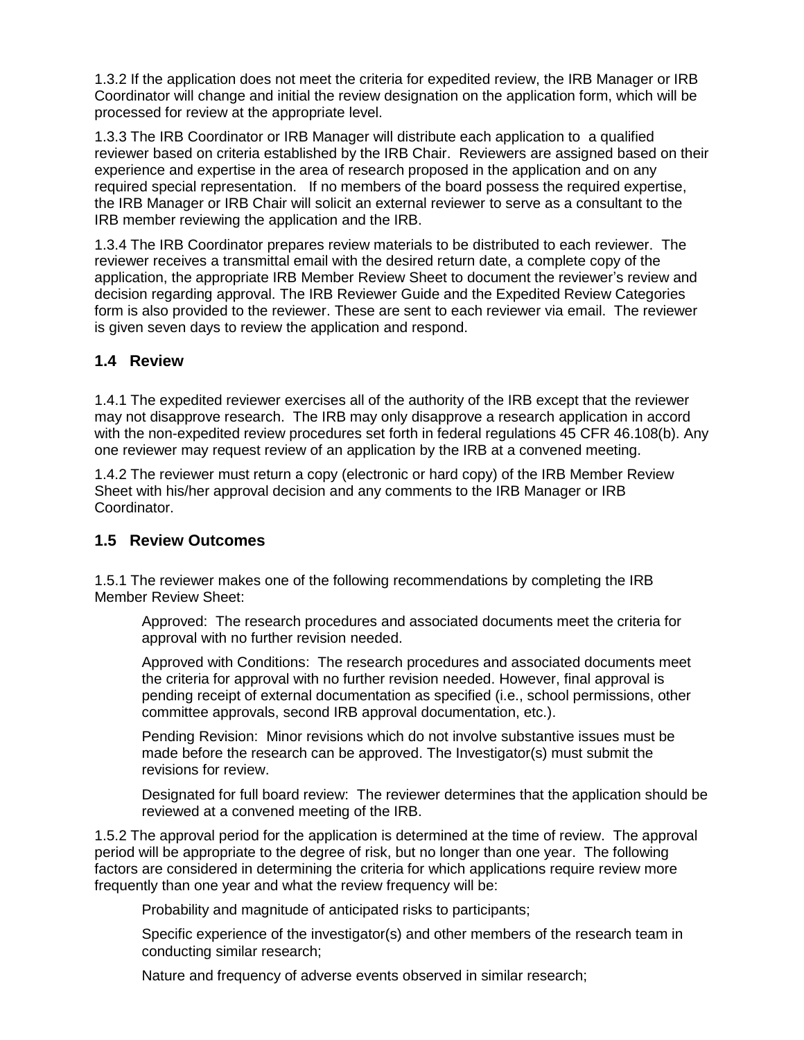1.3.2 If the application does not meet the criteria for expedited review, the IRB Manager or IRB Coordinator will change and initial the review designation on the application form, which will be processed for review at the appropriate level.

1.3.3 The IRB Coordinator or IRB Manager will distribute each application to a qualified reviewer based on criteria established by the IRB Chair. Reviewers are assigned based on their experience and expertise in the area of research proposed in the application and on any required special representation. If no members of the board possess the required expertise, the IRB Manager or IRB Chair will solicit an external reviewer to serve as a consultant to the IRB member reviewing the application and the IRB.

1.3.4 The IRB Coordinator prepares review materials to be distributed to each reviewer. The reviewer receives a transmittal email with the desired return date, a complete copy of the application, the appropriate IRB Member Review Sheet to document the reviewer's review and decision regarding approval. The IRB Reviewer Guide and the Expedited Review Categories form is also provided to the reviewer. These are sent to each reviewer via email. The reviewer is given seven days to review the application and respond.

## 1.4 Review

1.4.1 The expedited reviewer exercises all of the authority of the IRB except that the reviewer may not disapprove research. The IRB may only disapprove a research application in accord with the non-expedited review procedures set forth in federal regulations 45 CFR 46.108(b). Any one reviewer may request review of an application by the IRB at a convened meeting.

1.4.2 The reviewer must return a copy (electronic or hard copy) of the IRB Member Review Sheet with his/her approval decision and any comments to the IRB Manager or IRB Coordinator.

## 1.5 Review Outcomes

1.5.1 The reviewer makes one of the following recommendations by completing the IRB Member Review Sheet:

> Approved: The research procedures and associated documents meet the criteria for approval with no further revision needed.
>
> Approved with Conditions: The research procedures and associated documents meet the criteria for approval with no further revision needed. However, final approval is pending receipt of external documentation as specified (i.e., school permissions, other committee approvals, second IRB approval documentation, etc.).
>
> Pending Revision: Minor revisions which do not involve substantive issues must be made before the research can be approved. The Investigator(s) must submit the revisions for review.
>
> Designated for full board review: The reviewer determines that the application should be reviewed at a convened meeting of the IRB.

1.5.2 The approval period for the application is determined at the time of review. The approval period will be appropriate to the degree of risk, but no longer than one year. The following factors are considered in determining the criteria for which applications require review more frequently than one year and what the review frequency will be:

> Probability and magnitude of anticipated risks to participants;
>
> Specific experience of the investigator(s) and other members of the research team in conducting similar research;
>
> Nature and frequency of adverse events observed in similar research;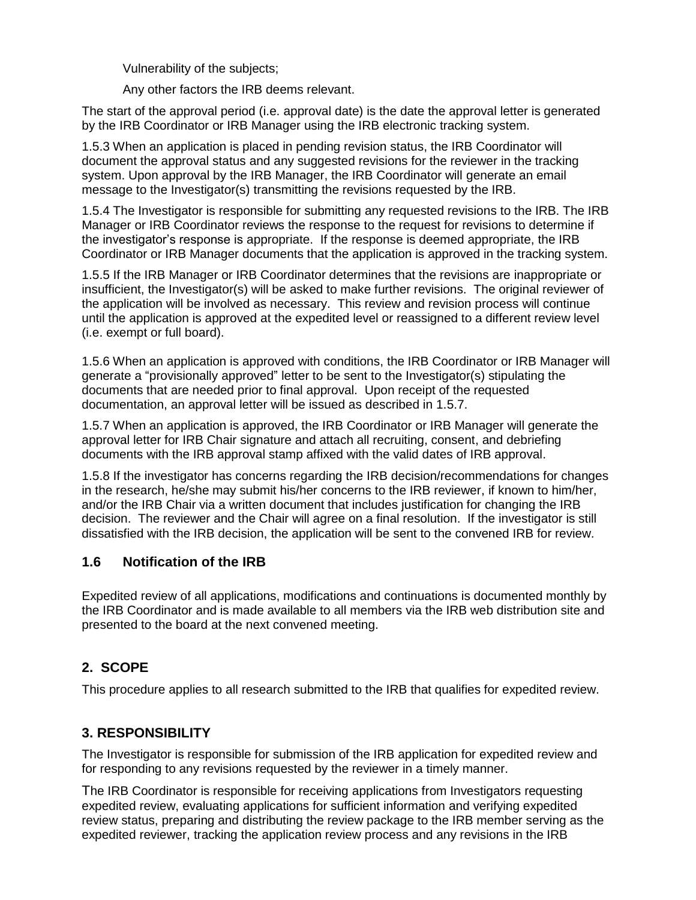Vulnerability of the subjects;

Any other factors the IRB deems relevant.

The start of the approval period (i.e. approval date) is the date the approval letter is generated by the IRB Coordinator or IRB Manager using the IRB electronic tracking system.

1.5.3 When an application is placed in pending revision status, the IRB Coordinator will document the approval status and any suggested revisions for the reviewer in the tracking system. Upon approval by the IRB Manager, the IRB Coordinator will generate an email message to the Investigator(s) transmitting the revisions requested by the IRB.

1.5.4 The Investigator is responsible for submitting any requested revisions to the IRB. The IRB Manager or IRB Coordinator reviews the response to the request for revisions to determine if the investigator's response is appropriate. If the response is deemed appropriate, the IRB Coordinator or IRB Manager documents that the application is approved in the tracking system.

1.5.5 If the IRB Manager or IRB Coordinator determines that the revisions are inappropriate or insufficient, the Investigator(s) will be asked to make further revisions. The original reviewer of the application will be involved as necessary. This review and revision process will continue until the application is approved at the expedited level or reassigned to a different review level (i.e. exempt or full board).

1.5.6 When an application is approved with conditions, the IRB Coordinator or IRB Manager will generate a "provisionally approved" letter to be sent to the Investigator(s) stipulating the documents that are needed prior to final approval. Upon receipt of the requested documentation, an approval letter will be issued as described in 1.5.7.

1.5.7 When an application is approved, the IRB Coordinator or IRB Manager will generate the approval letter for IRB Chair signature and attach all recruiting, consent, and debriefing documents with the IRB approval stamp affixed with the valid dates of IRB approval.

1.5.8 If the investigator has concerns regarding the IRB decision/recommendations for changes in the research, he/she may submit his/her concerns to the IRB reviewer, if known to him/her, and/or the IRB Chair via a written document that includes justification for changing the IRB decision. The reviewer and the Chair will agree on a final resolution. If the investigator is still dissatisfied with the IRB decision, the application will be sent to the convened IRB for review.

### 1.6 Notification of the IRB

Expedited review of all applications, modifications and continuations is documented monthly by the IRB Coordinator and is made available to all members via the IRB web distribution site and presented to the board at the next convened meeting.

## 2. SCOPE

This procedure applies to all research submitted to the IRB that qualifies for expedited review.

## 3. RESPONSIBILITY

The Investigator is responsible for submission of the IRB application for expedited review and for responding to any revisions requested by the reviewer in a timely manner.

The IRB Coordinator is responsible for receiving applications from Investigators requesting expedited review, evaluating applications for sufficient information and verifying expedited review status, preparing and distributing the review package to the IRB member serving as the expedited reviewer, tracking the application review process and any revisions in the IRB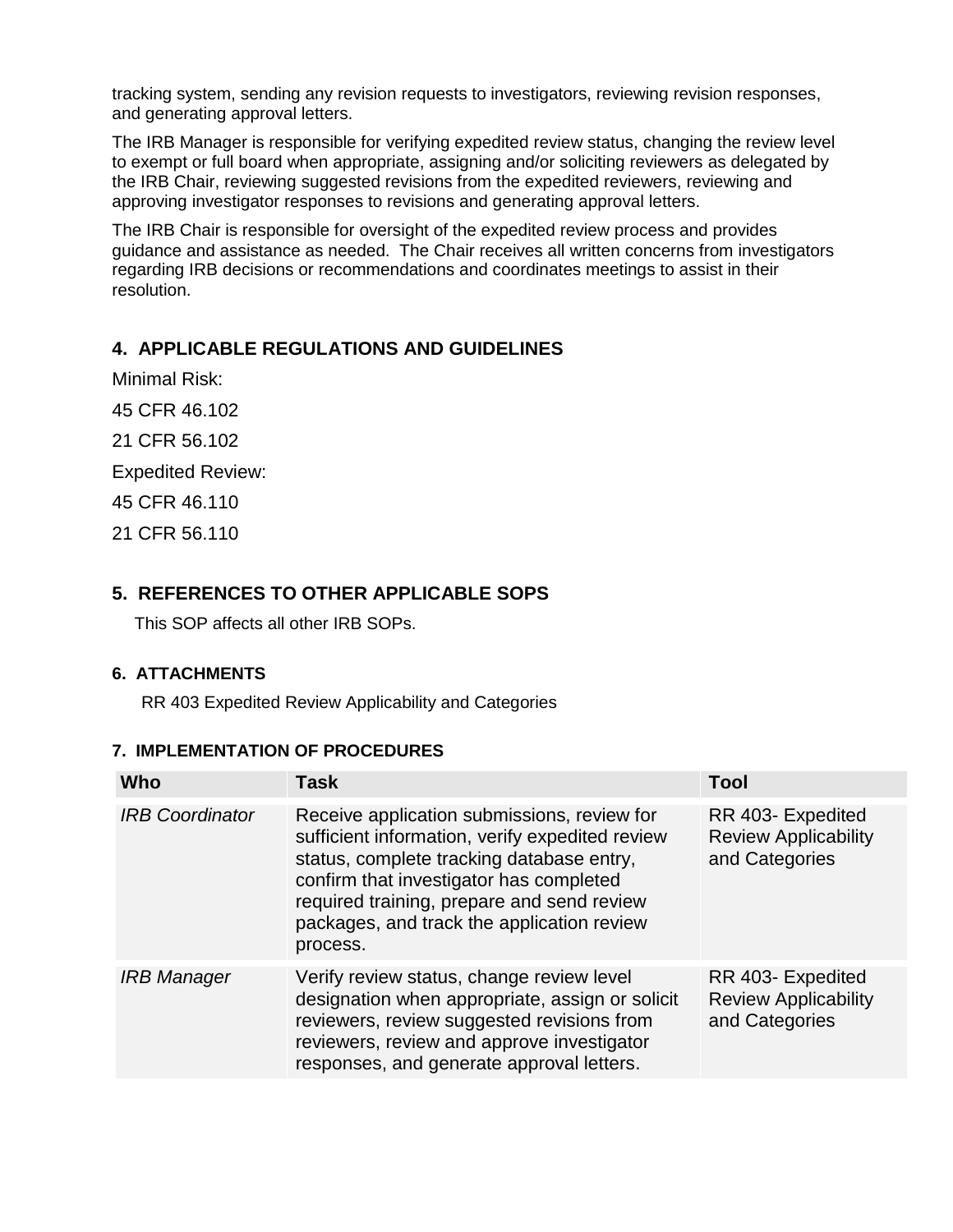tracking system, sending any revision requests to investigators, reviewing revision responses, and generating approval letters.

The IRB Manager is responsible for verifying expedited review status, changing the review level to exempt or full board when appropriate, assigning and/or soliciting reviewers as delegated by the IRB Chair, reviewing suggested revisions from the expedited reviewers, reviewing and approving investigator responses to revisions and generating approval letters.

The IRB Chair is responsible for oversight of the expedited review process and provides guidance and assistance as needed. The Chair receives all written concerns from investigators regarding IRB decisions or recommendations and coordinates meetings to assist in their resolution.

## 4. APPLICABLE REGULATIONS AND GUIDELINES

Minimal Risk:

45 CFR 46.102

21 CFR 56.102

Expedited Review:

45 CFR 46.110

21 CFR 56.110

## 5. REFERENCES TO OTHER APPLICABLE SOPS

This SOP affects all other IRB SOPs.

### 6. ATTACHMENTS

RR 403 Expedited Review Applicability and Categories

### 7. IMPLEMENTATION OF PROCEDURES

| Who | Task | Tool |
|---|---|---|
| *IRB Coordinator* | Receive application submissions, review for sufficient information, verify expedited review status, complete tracking database entry, confirm that investigator has completed required training, prepare and send review packages, and track the application review process. | RR 403- Expedited Review Applicability and Categories |
| *IRB Manager* | Verify review status, change review level designation when appropriate, assign or solicit reviewers, review suggested revisions from reviewers, review and approve investigator responses, and generate approval letters. | RR 403- Expedited Review Applicability and Categories |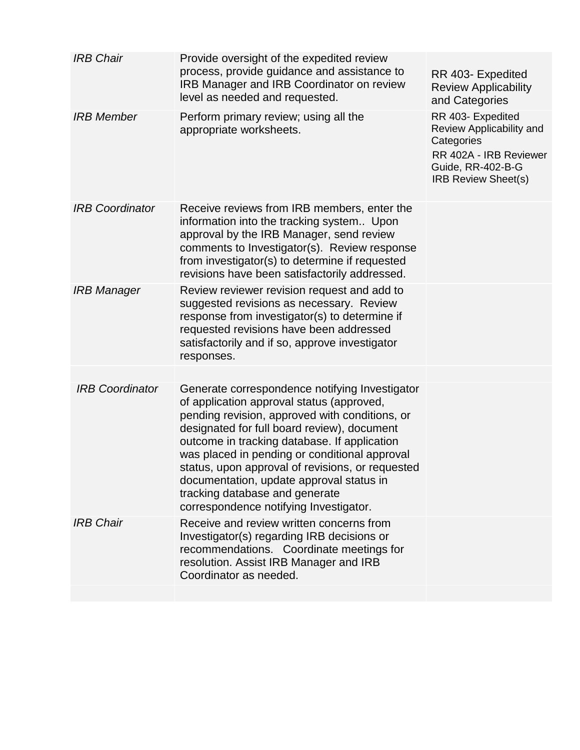| | | |
|---|---|---|
| *IRB Chair* | Provide oversight of the expedited review process, provide guidance and assistance to IRB Manager and IRB Coordinator on review level as needed and requested. | RR 403- Expedited Review Applicability and Categories |
| *IRB Member* | Perform primary review; using all the appropriate worksheets. | RR 403- Expedited Review Applicability and Categories<br>RR 402A - IRB Reviewer Guide, RR-402-B-G<br>IRB Review Sheet(s) |
| *IRB Coordinator* | Receive reviews from IRB members, enter the information into the tracking system.. Upon approval by the IRB Manager, send review comments to Investigator(s). Review response from investigator(s) to determine if requested revisions have been satisfactorily addressed. | |
| *IRB Manager* | Review reviewer revision request and add to suggested revisions as necessary. Review response from investigator(s) to determine if requested revisions have been addressed satisfactorily and if so, approve investigator responses. | |
| | | |
| *IRB Coordinator* | Generate correspondence notifying Investigator of application approval status (approved, pending revision, approved with conditions, or designated for full board review), document outcome in tracking database. If application was placed in pending or conditional approval status, upon approval of revisions, or requested documentation, update approval status in tracking database and generate correspondence notifying Investigator. | |
| *IRB Chair* | Receive and review written concerns from Investigator(s) regarding IRB decisions or recommendations. Coordinate meetings for resolution. Assist IRB Manager and IRB Coordinator as needed. | |
| | | |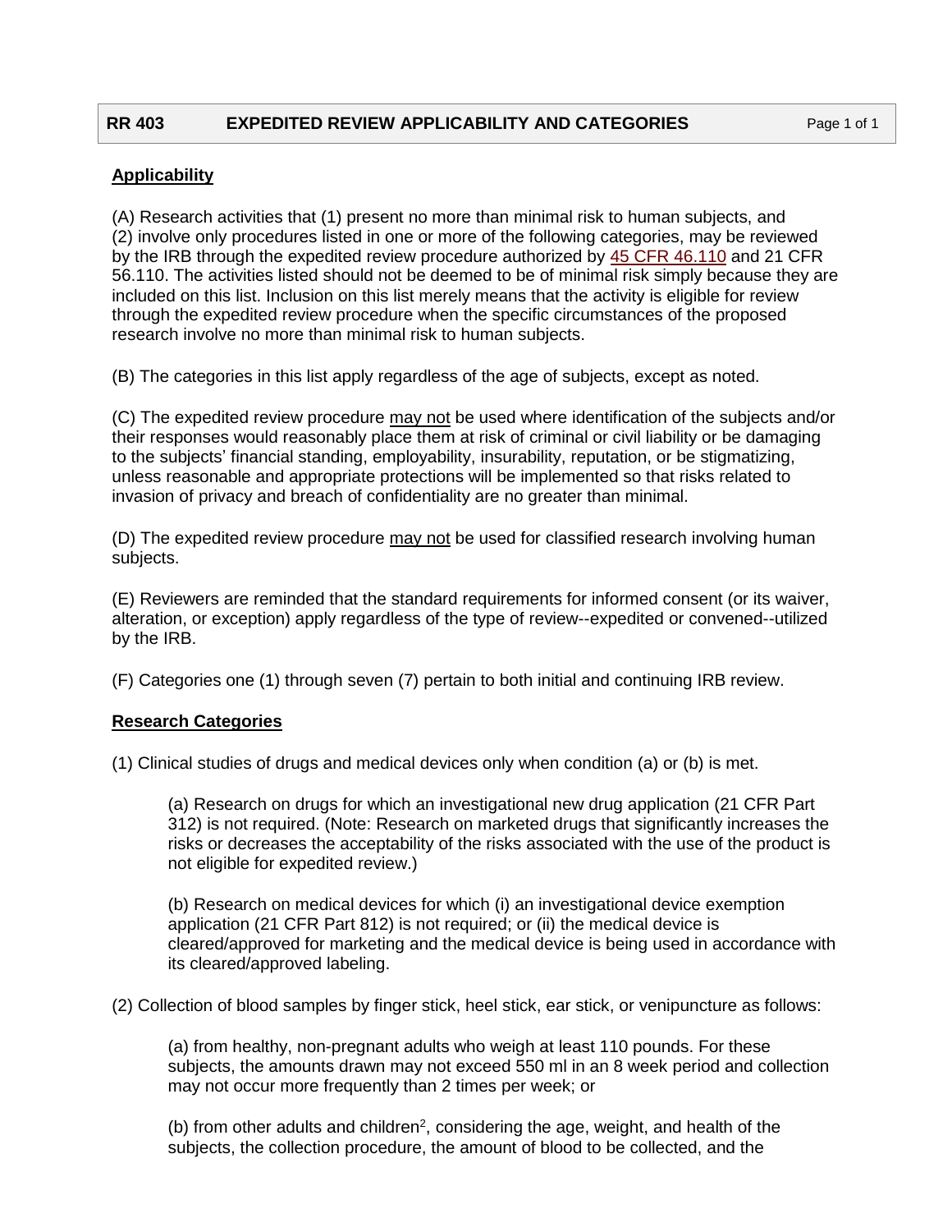## RR 403 EXPEDITED REVIEW APPLICABILITY AND CATEGORIES

### Applicability

(A) Research activities that (1) present no more than minimal risk to human subjects, and (2) involve only procedures listed in one or more of the following categories, may be reviewed by the IRB through the expedited review procedure authorized by 45 CFR 46.110 and 21 CFR 56.110. The activities listed should not be deemed to be of minimal risk simply because they are included on this list. Inclusion on this list merely means that the activity is eligible for review through the expedited review procedure when the specific circumstances of the proposed research involve no more than minimal risk to human subjects.

(B) The categories in this list apply regardless of the age of subjects, except as noted.

(C) The expedited review procedure may not be used where identification of the subjects and/or their responses would reasonably place them at risk of criminal or civil liability or be damaging to the subjects' financial standing, employability, insurability, reputation, or be stigmatizing, unless reasonable and appropriate protections will be implemented so that risks related to invasion of privacy and breach of confidentiality are no greater than minimal.

(D) The expedited review procedure may not be used for classified research involving human subjects.

(E) Reviewers are reminded that the standard requirements for informed consent (or its waiver, alteration, or exception) apply regardless of the type of review--expedited or convened--utilized by the IRB.

(F) Categories one (1) through seven (7) pertain to both initial and continuing IRB review.

### Research Categories

(1) Clinical studies of drugs and medical devices only when condition (a) or (b) is met.

(a) Research on drugs for which an investigational new drug application (21 CFR Part 312) is not required. (Note: Research on marketed drugs that significantly increases the risks or decreases the acceptability of the risks associated with the use of the product is not eligible for expedited review.)

(b) Research on medical devices for which (i) an investigational device exemption application (21 CFR Part 812) is not required; or (ii) the medical device is cleared/approved for marketing and the medical device is being used in accordance with its cleared/approved labeling.

(2) Collection of blood samples by finger stick, heel stick, ear stick, or venipuncture as follows:

(a) from healthy, non-pregnant adults who weigh at least 110 pounds. For these subjects, the amounts drawn may not exceed 550 ml in an 8 week period and collection may not occur more frequently than 2 times per week; or

(b) from other adults and children[2], considering the age, weight, and health of the subjects, the collection procedure, the amount of blood to be collected, and the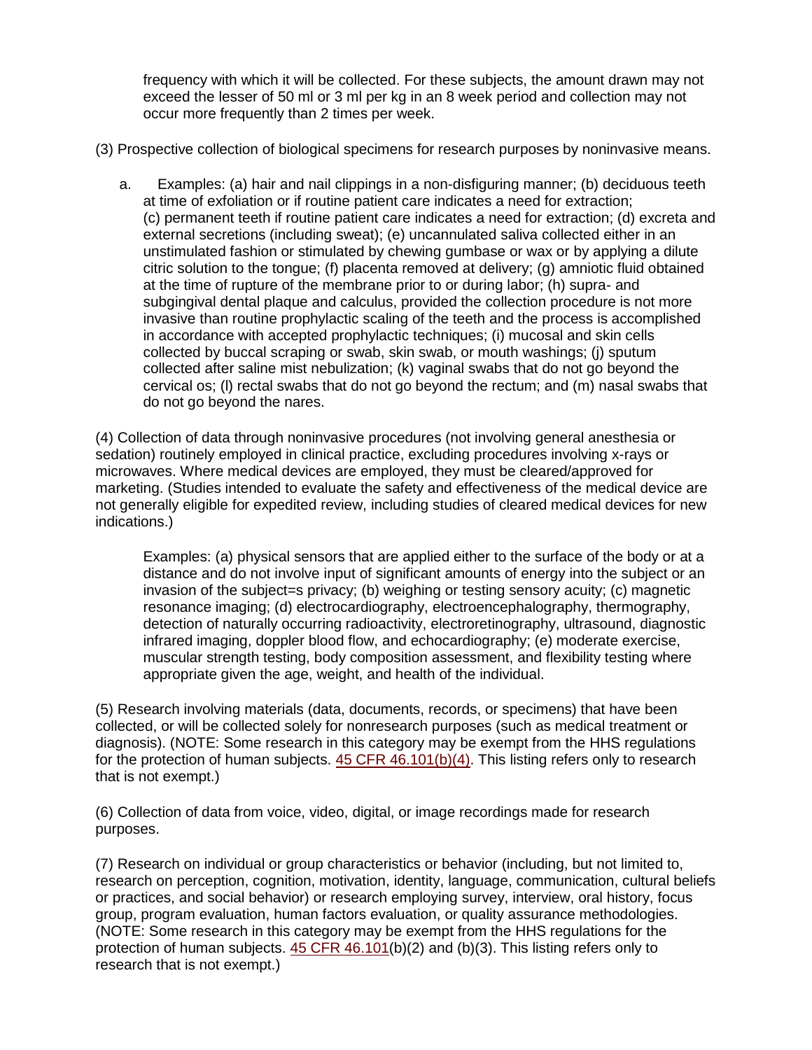frequency with which it will be collected. For these subjects, the amount drawn may not exceed the lesser of 50 ml or 3 ml per kg in an 8 week period and collection may not occur more frequently than 2 times per week.

(3) Prospective collection of biological specimens for research purposes by noninvasive means.

a. Examples: (a) hair and nail clippings in a non-disfiguring manner; (b) deciduous teeth at time of exfoliation or if routine patient care indicates a need for extraction; (c) permanent teeth if routine patient care indicates a need for extraction; (d) excreta and external secretions (including sweat); (e) uncannulated saliva collected either in an unstimulated fashion or stimulated by chewing gumbase or wax or by applying a dilute citric solution to the tongue; (f) placenta removed at delivery; (g) amniotic fluid obtained at the time of rupture of the membrane prior to or during labor; (h) supra- and subgingival dental plaque and calculus, provided the collection procedure is not more invasive than routine prophylactic scaling of the teeth and the process is accomplished in accordance with accepted prophylactic techniques; (i) mucosal and skin cells collected by buccal scraping or swab, skin swab, or mouth washings; (j) sputum collected after saline mist nebulization; (k) vaginal swabs that do not go beyond the cervical os; (l) rectal swabs that do not go beyond the rectum; and (m) nasal swabs that do not go beyond the nares.

(4) Collection of data through noninvasive procedures (not involving general anesthesia or sedation) routinely employed in clinical practice, excluding procedures involving x-rays or microwaves. Where medical devices are employed, they must be cleared/approved for marketing. (Studies intended to evaluate the safety and effectiveness of the medical device are not generally eligible for expedited review, including studies of cleared medical devices for new indications.)

Examples: (a) physical sensors that are applied either to the surface of the body or at a distance and do not involve input of significant amounts of energy into the subject or an invasion of the subject=s privacy; (b) weighing or testing sensory acuity; (c) magnetic resonance imaging; (d) electrocardiography, electroencephalography, thermography, detection of naturally occurring radioactivity, electroretinography, ultrasound, diagnostic infrared imaging, doppler blood flow, and echocardiography; (e) moderate exercise, muscular strength testing, body composition assessment, and flexibility testing where appropriate given the age, weight, and health of the individual.

(5) Research involving materials (data, documents, records, or specimens) that have been collected, or will be collected solely for nonresearch purposes (such as medical treatment or diagnosis). (NOTE: Some research in this category may be exempt from the HHS regulations for the protection of human subjects. 45 CFR 46.101(b)(4). This listing refers only to research that is not exempt.)

(6) Collection of data from voice, video, digital, or image recordings made for research purposes.

(7) Research on individual or group characteristics or behavior (including, but not limited to, research on perception, cognition, motivation, identity, language, communication, cultural beliefs or practices, and social behavior) or research employing survey, interview, oral history, focus group, program evaluation, human factors evaluation, or quality assurance methodologies. (NOTE: Some research in this category may be exempt from the HHS regulations for the protection of human subjects. 45 CFR 46.101(b)(2) and (b)(3). This listing refers only to research that is not exempt.)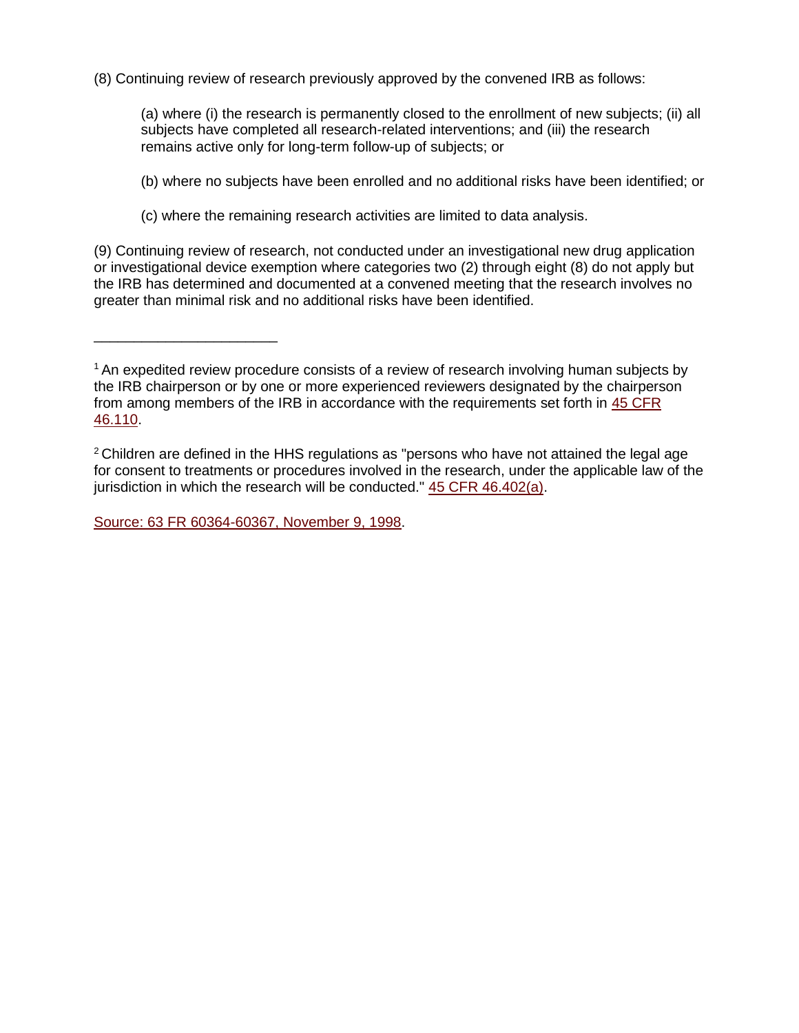(8) Continuing review of research previously approved by the convened IRB as follows:

> (a) where (i) the research is permanently closed to the enrollment of new subjects; (ii) all subjects have completed all research-related interventions; and (iii) the research remains active only for long-term follow-up of subjects; or
>
> (b) where no subjects have been enrolled and no additional risks have been identified; or
>
> (c) where the remaining research activities are limited to data analysis.

(9) Continuing review of research, not conducted under an investigational new drug application or investigational device exemption where categories two (2) through eight (8) do not apply but the IRB has determined and documented at a convened meeting that the research involves no greater than minimal risk and no additional risks have been identified.

---

[1] An expedited review procedure consists of a review of research involving human subjects by the IRB chairperson or by one or more experienced reviewers designated by the chairperson from among members of the IRB in accordance with the requirements set forth in 45 CFR 46.110.

[2] Children are defined in the HHS regulations as "persons who have not attained the legal age for consent to treatments or procedures involved in the research, under the applicable law of the jurisdiction in which the research will be conducted." 45 CFR 46.402(a).

Source: 63 FR 60364-60367, November 9, 1998.